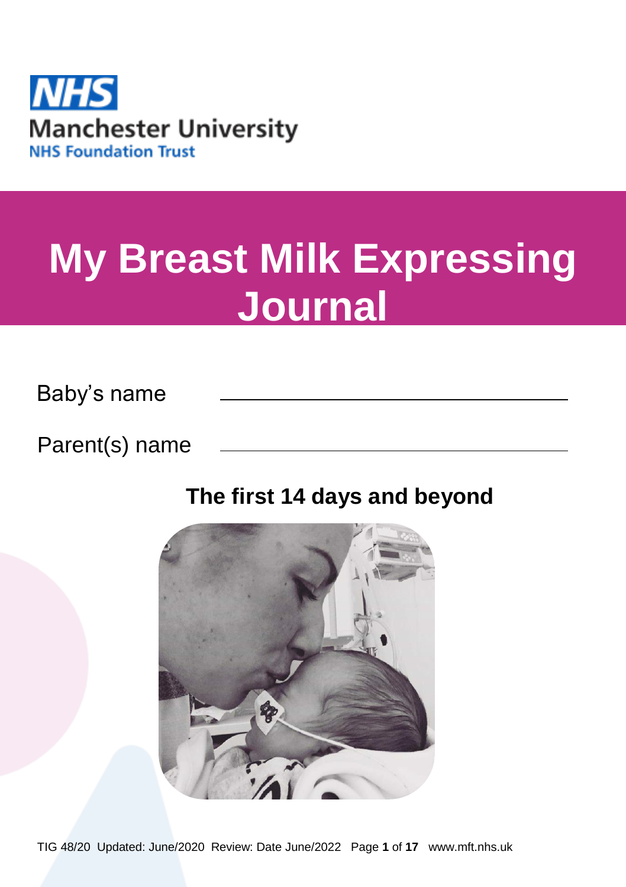NHS

Manchester University

NHS Foundation Trust

# My Breast Milk Expressing Journal

Baby's name \_\_\_\_\_\_\_\_\_\_\_\_\_\_\_\_\_\_\_\_\_\_\_\_\_\_\_\_\_\_

Parent(s) name \_\_\_\_\_\_\_\_\_\_\_\_\_\_\_\_\_\_\_\_\_\_\_\_\_\_\_\_\_\_

## The first 14 days and beyond

TIG 48/20 Updated: June/2020 Review: Date June/2022 www.mft.nhs.uk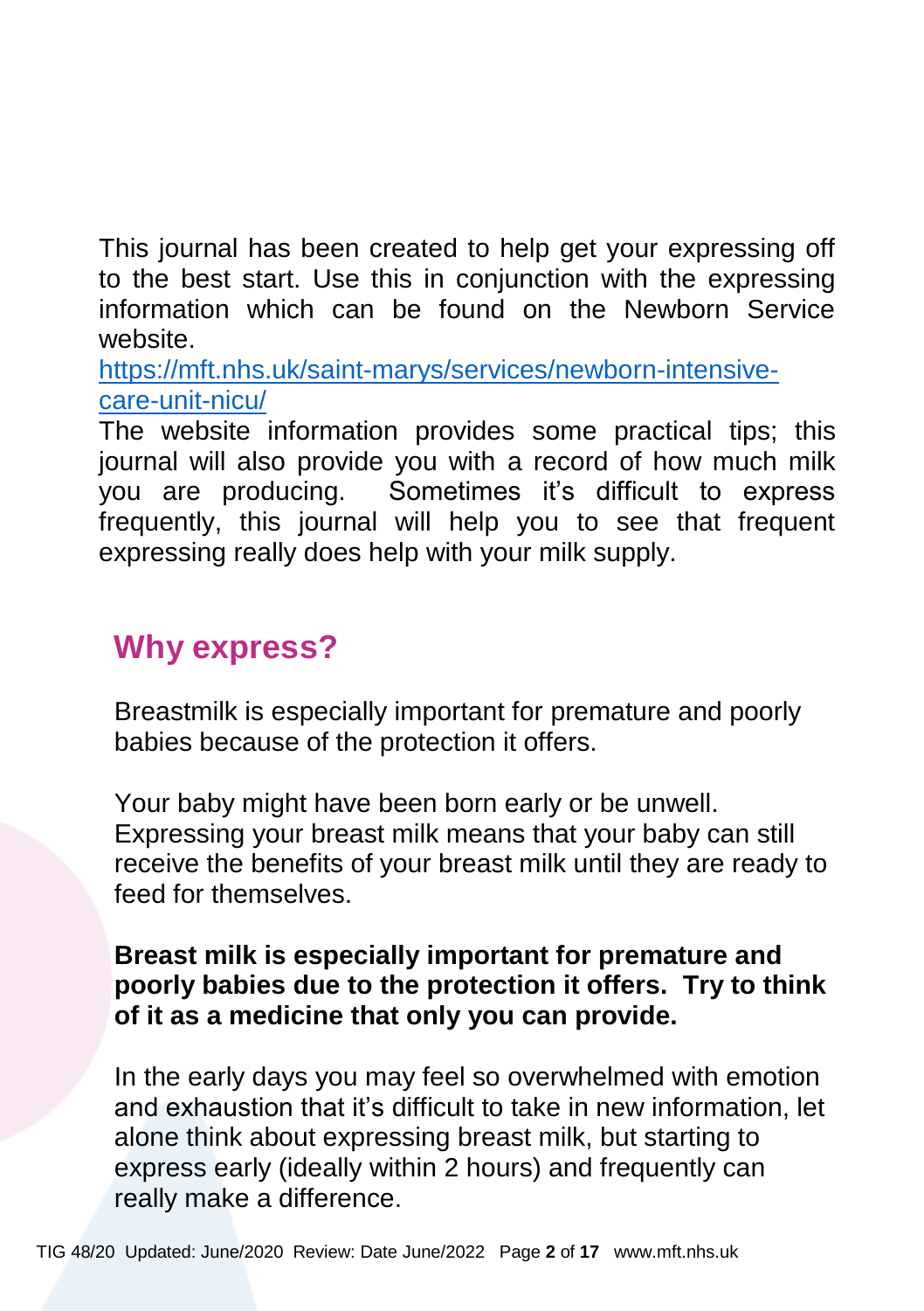This journal has been created to help get your expressing off to the best start. Use this in conjunction with the expressing information which can be found on the Newborn Service website.
[https://mft.nhs.uk/saint-marys/services/newborn-intensive-care-unit-nicu/](https://mft.nhs.uk/saint-marys/services/newborn-intensive-care-unit-nicu/)
The website information provides some practical tips; this journal will also provide you with a record of how much milk you are producing. Sometimes it's difficult to express frequently, this journal will help you to see that frequent expressing really does help with your milk supply.

## Why express?

Breastmilk is especially important for premature and poorly babies because of the protection it offers.

Your baby might have been born early or be unwell. Expressing your breast milk means that your baby can still receive the benefits of your breast milk until they are ready to feed for themselves.

**Breast milk is especially important for premature and poorly babies due to the protection it offers. Try to think of it as a medicine that only you can provide.**

In the early days you may feel so overwhelmed with emotion and exhaustion that it's difficult to take in new information, let alone think about expressing breast milk, but starting to express early (ideally within 2 hours) and frequently can really make a difference.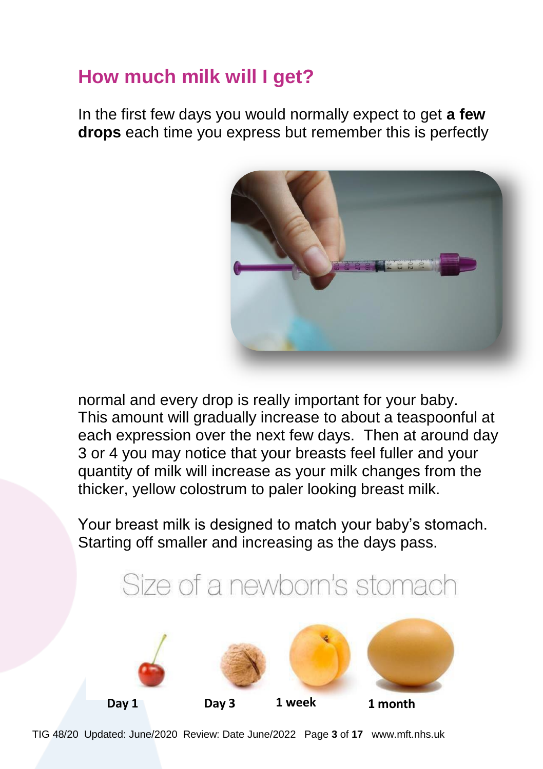## How much milk will I get?

In the first few days you would normally expect to get **a few drops** each time you express but remember this is perfectly normal and every drop is really important for your baby. This amount will gradually increase to about a teaspoonful at each expression over the next few days. Then at around day 3 or 4 you may notice that your breasts feel fuller and your quantity of milk will increase as your milk changes from the thicker, yellow colostrum to paler looking breast milk.

Your breast milk is designed to match your baby's stomach. Starting off smaller and increasing as the days pass.

Size of a newborn's stomach

**Day 1** **Day 3** **1 week** **1 month**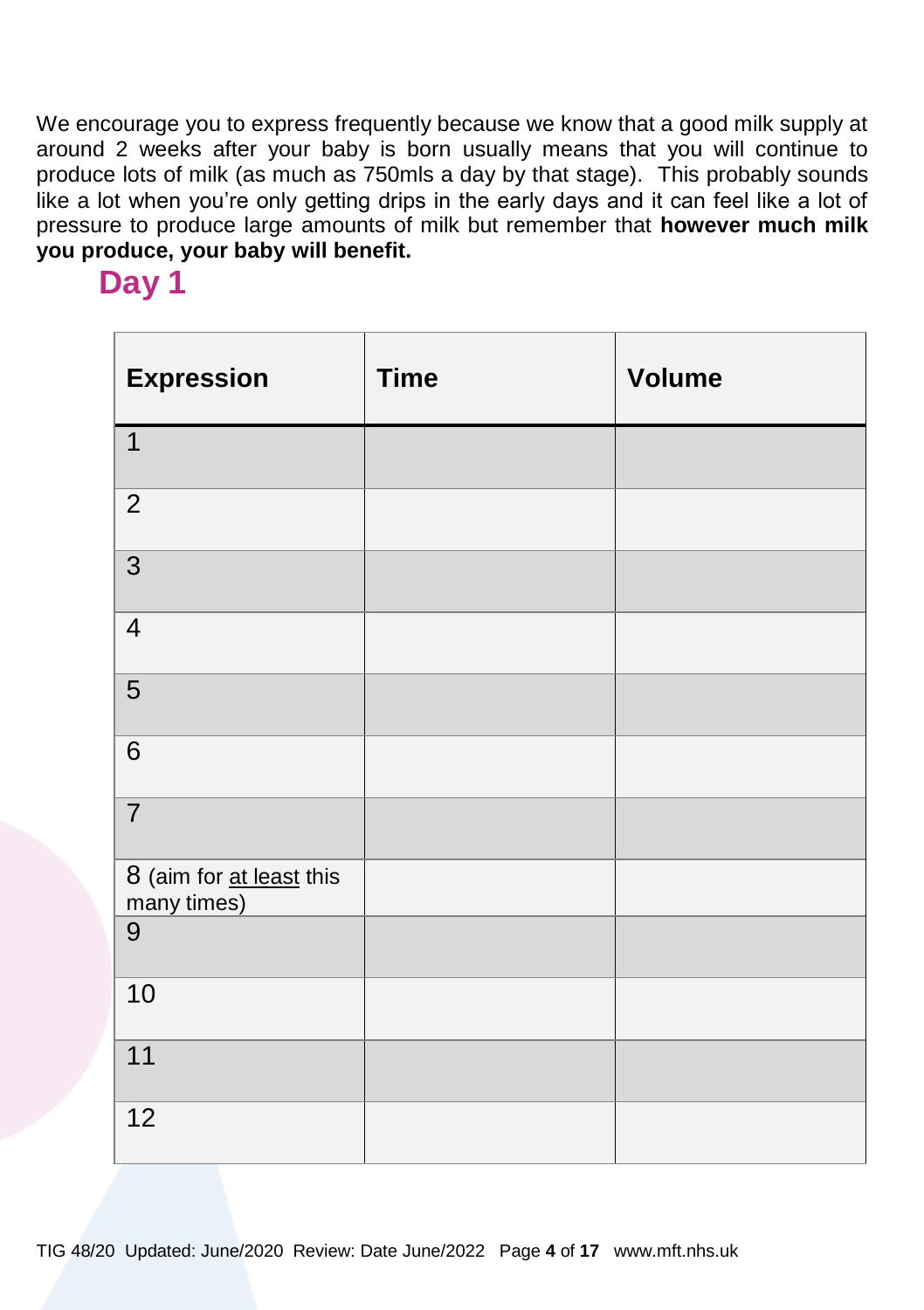We encourage you to express frequently because we know that a good milk supply at around 2 weeks after your baby is born usually means that you will continue to produce lots of milk (as much as 750mls a day by that stage). This probably sounds like a lot when you're only getting drips in the early days and it can feel like a lot of pressure to produce large amounts of milk but remember that **however much milk you produce, your baby will benefit.**

## Day 1

| Expression | Time | Volume |
|---|---|---|
| 1 | | |
| 2 | | |
| 3 | | |
| 4 | | |
| 5 | | |
| 6 | | |
| 7 | | |
| 8 (aim for at least this many times) | | |
| 9 | | |
| 10 | | |
| 11 | | |
| 12 | | |

TIG 48/20 Updated: June/2020 Review: Date June/2022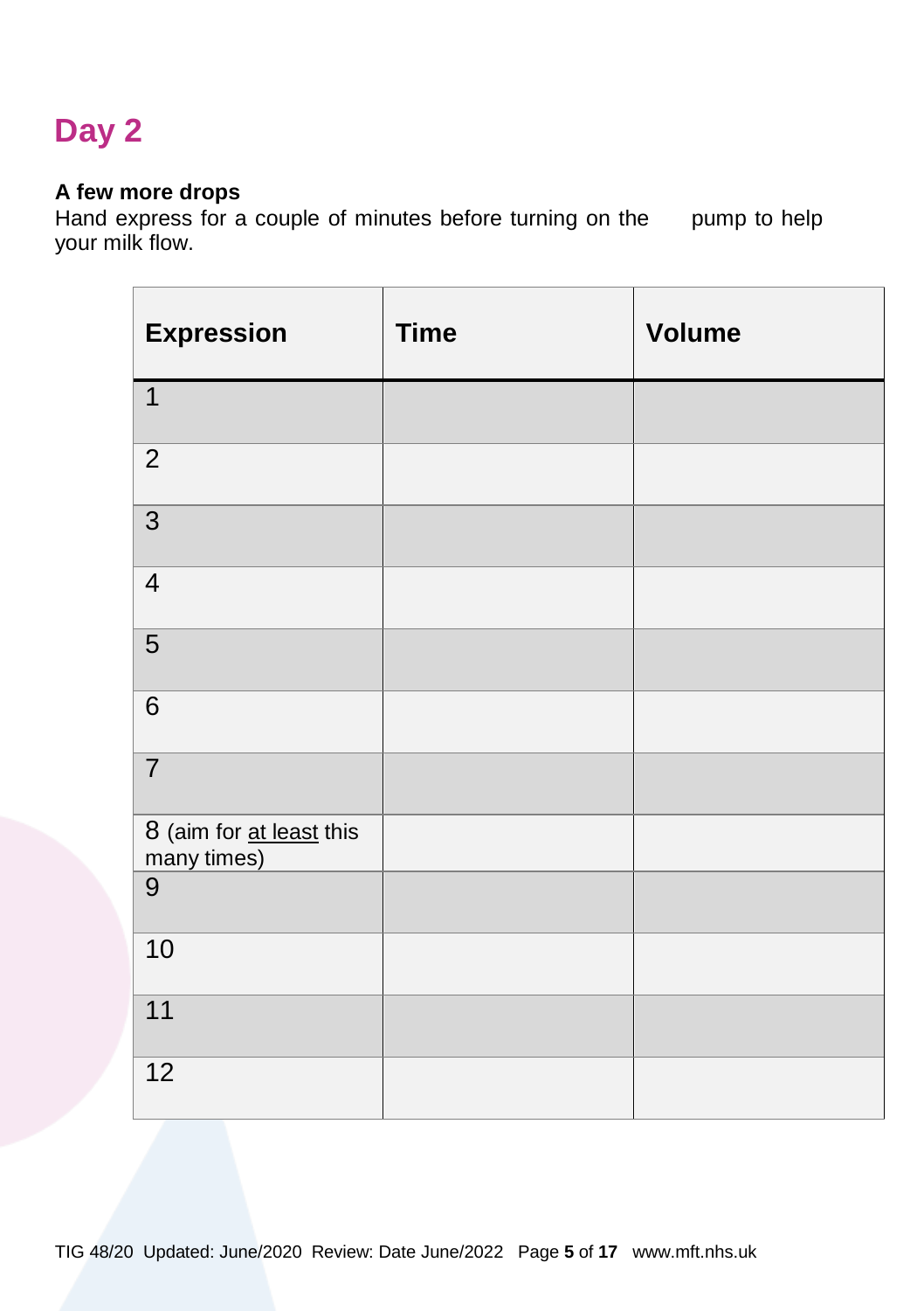# Day 2

**A few more drops**

Hand express for a couple of minutes before turning on the pump to help your milk flow.

| Expression | Time | Volume |
|---|---|---|
| 1 | | |
| 2 | | |
| 3 | | |
| 4 | | |
| 5 | | |
| 6 | | |
| 7 | | |
| 8 (aim for at least this many times) | | |
| 9 | | |
| 10 | | |
| 11 | | |
| 12 | | |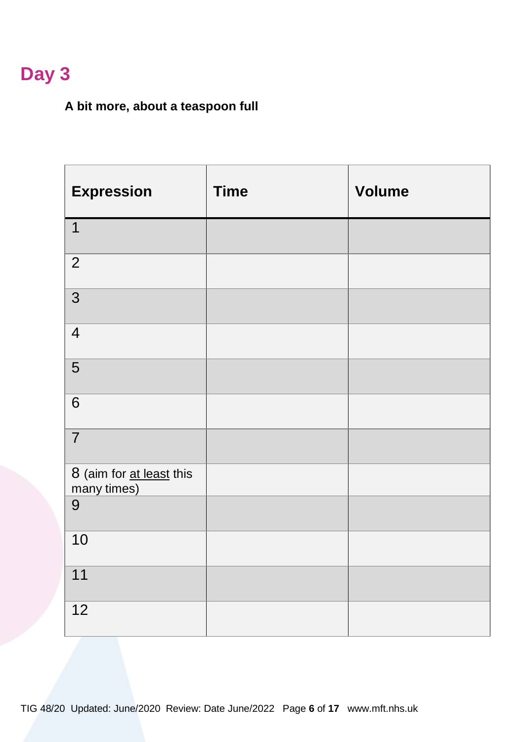# Day 3

**A bit more, about a teaspoon full**

| Expression | Time | Volume |
| --- | --- | --- |
| 1 | | |
| 2 | | |
| 3 | | |
| 4 | | |
| 5 | | |
| 6 | | |
| 7 | | |
| 8 (aim for at least this many times) | | |
| 9 | | |
| 10 | | |
| 11 | | |
| 12 | | |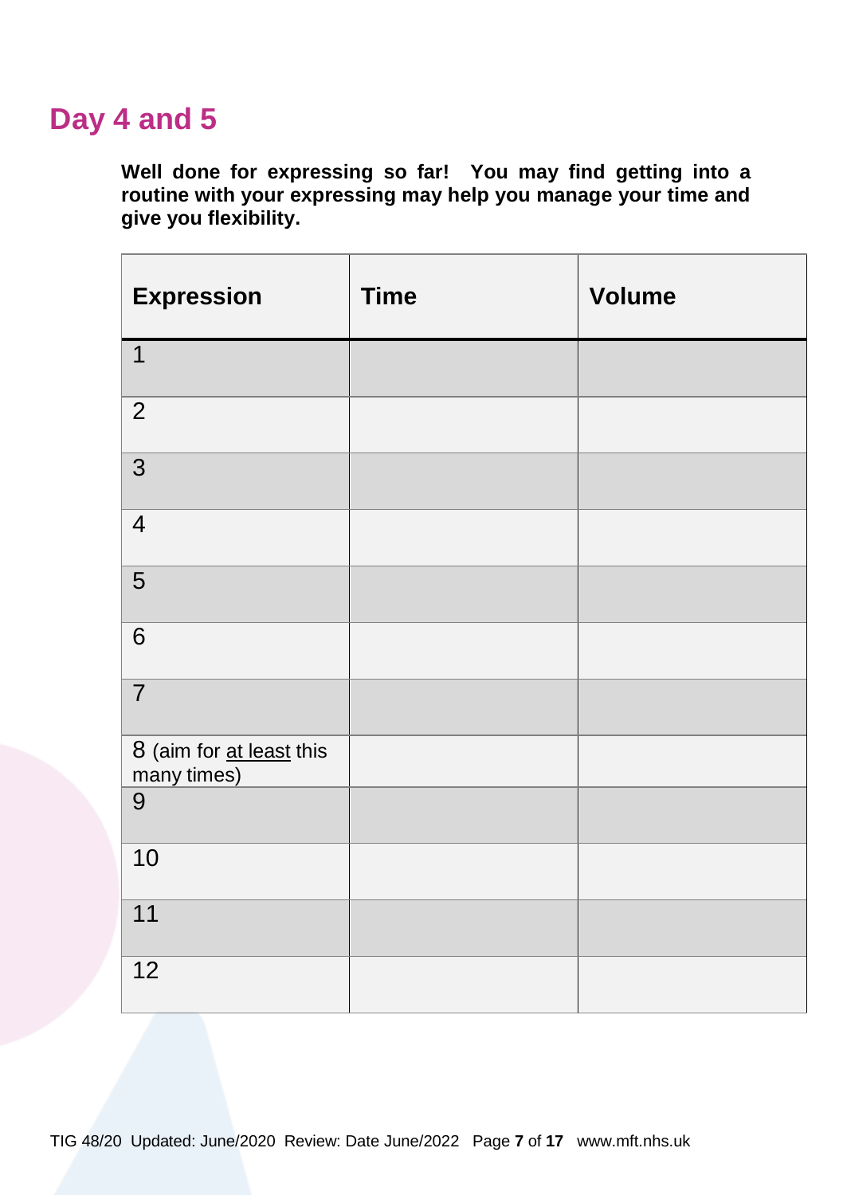## Day 4 and 5

**Well done for expressing so far! You may find getting into a routine with your expressing may help you manage your time and give you flexibility.**

| Expression | Time | Volume |
|---|---|---|
| 1 | | |
| 2 | | |
| 3 | | |
| 4 | | |
| 5 | | |
| 6 | | |
| 7 | | |
| 8 (aim for <u>at least</u> this many times) | | |
| 9 | | |
| 10 | | |
| 11 | | |
| 12 | | |

TIG 48/20 Updated: June/2020 Review: Date June/2022 www.mft.nhs.uk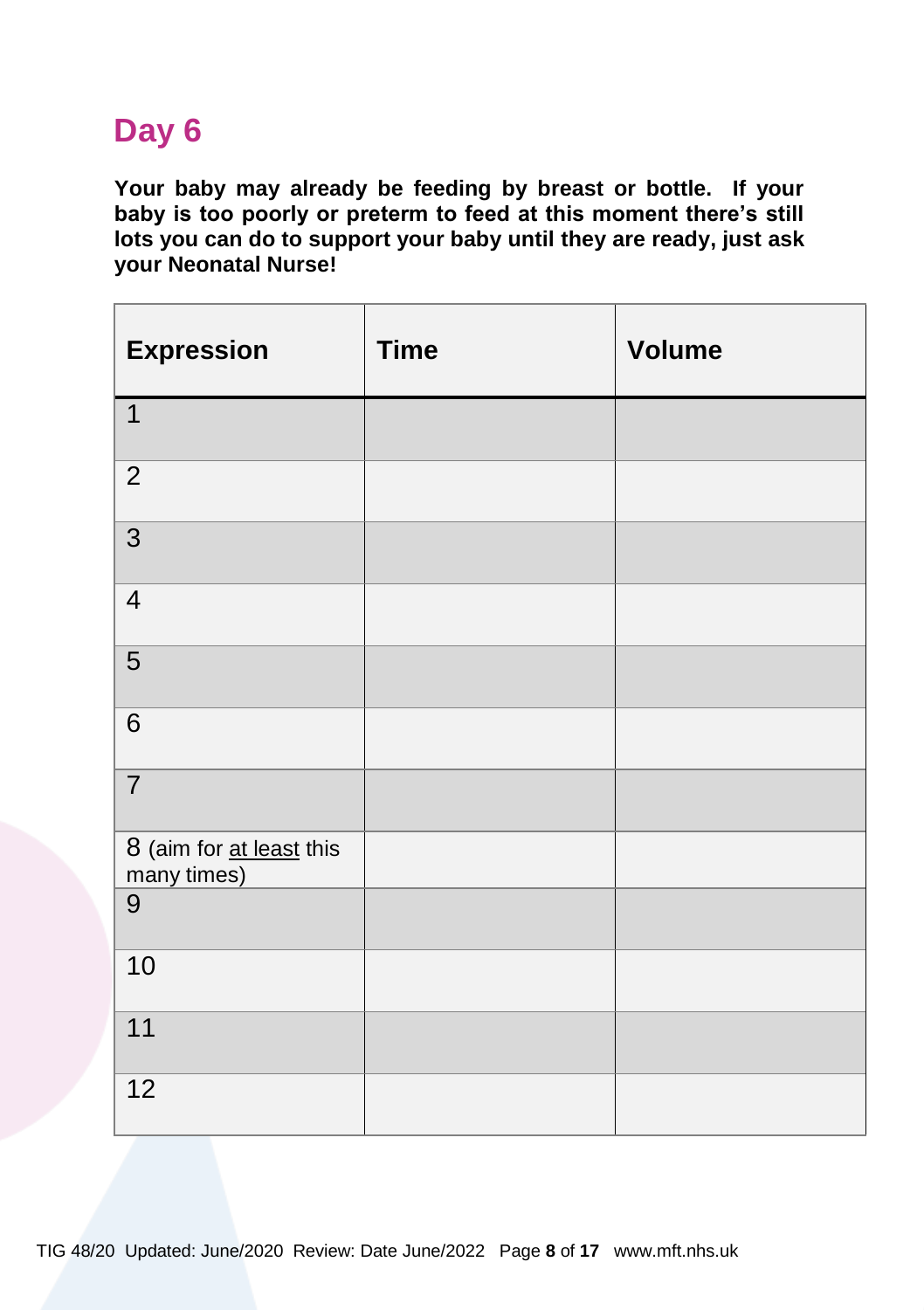## Day 6

**Your baby may already be feeding by breast or bottle. If your baby is too poorly or preterm to feed at this moment there's still lots you can do to support your baby until they are ready, just ask your Neonatal Nurse!**

| Expression | Time | Volume |
|---|---|---|
| 1 | | |
| 2 | | |
| 3 | | |
| 4 | | |
| 5 | | |
| 6 | | |
| 7 | | |
| 8 (aim for at least this many times) | | |
| 9 | | |
| 10 | | |
| 11 | | |
| 12 | | |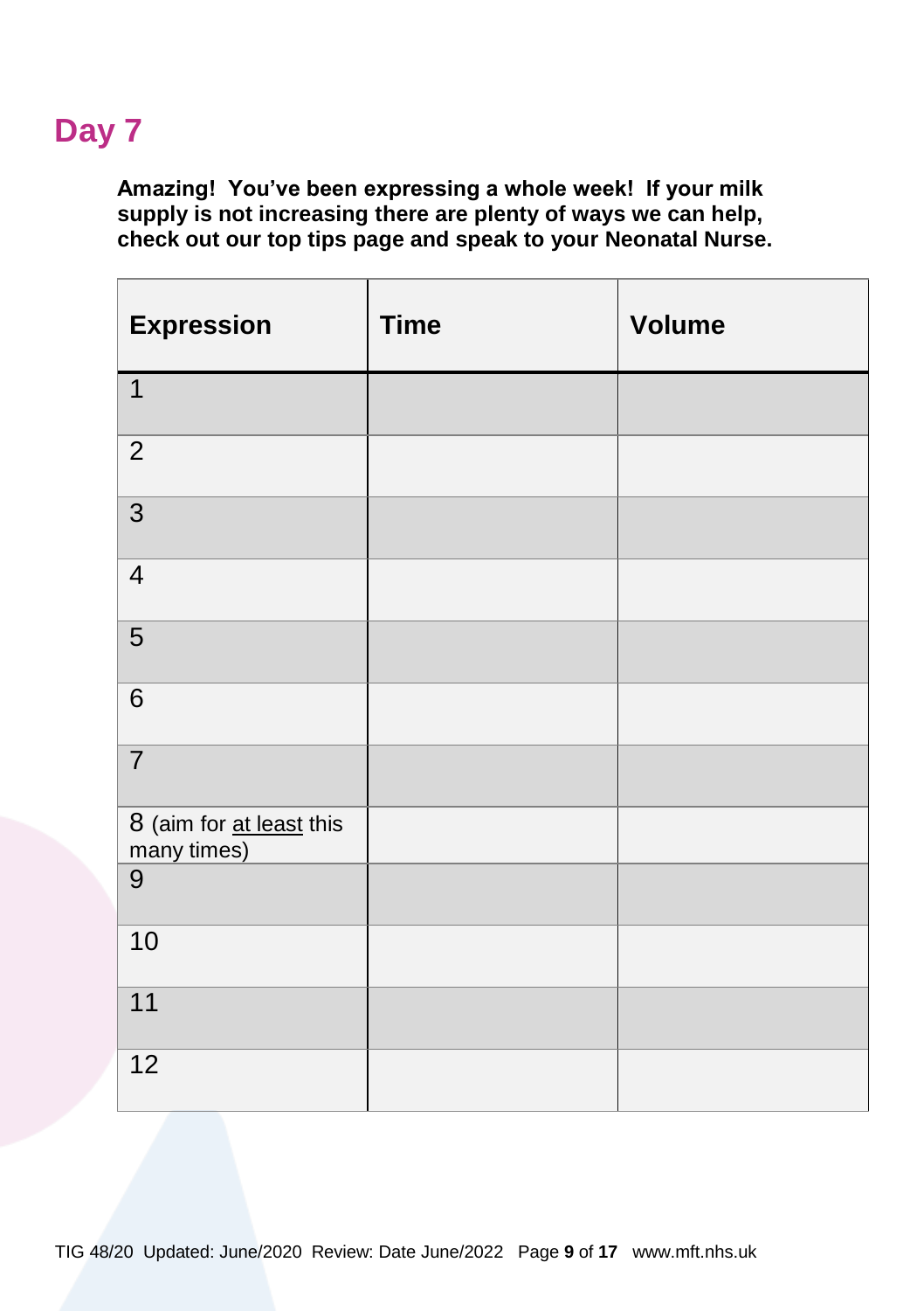# Day 7

**Amazing! You've been expressing a whole week! If your milk supply is not increasing there are plenty of ways we can help, check out our top tips page and speak to your Neonatal Nurse.**

| Expression | Time | Volume |
|---|---|---|
| 1 | | |
| 2 | | |
| 3 | | |
| 4 | | |
| 5 | | |
| 6 | | |
| 7 | | |
| 8 (aim for at least this many times) | | |
| 9 | | |
| 10 | | |
| 11 | | |
| 12 | | |

TIG 48/20 Updated: June/2020 Review: Date June/2022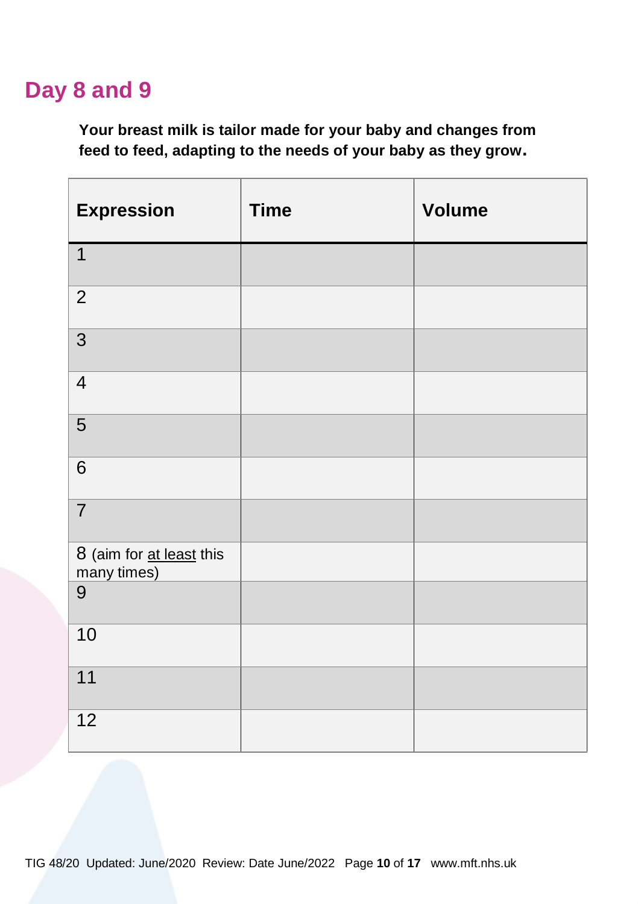## Day 8 and 9

**Your breast milk is tailor made for your baby and changes from feed to feed, adapting to the needs of your baby as they grow.**

| Expression | Time | Volume |
|---|---|---|
| 1 | | |
| 2 | | |
| 3 | | |
| 4 | | |
| 5 | | |
| 6 | | |
| 7 | | |
| 8 (aim for at least this many times) | | |
| 9 | | |
| 10 | | |
| 11 | | |
| 12 | | |

TIG 48/20 Updated: June/2020 Review: Date June/2022 www.mft.nhs.uk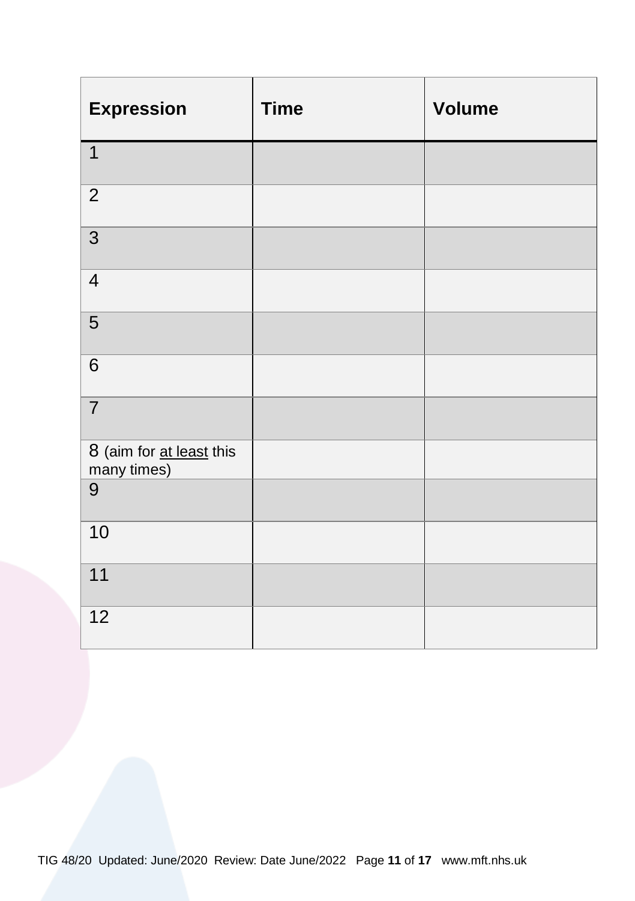| Expression | Time | Volume |
|---|---|---|
| 1 | | |
| 2 | | |
| 3 | | |
| 4 | | |
| 5 | | |
| 6 | | |
| 7 | | |
| 8 (aim for <u>at least</u> this many times) | | |
| 9 | | |
| 10 | | |
| 11 | | |
| 12 | | |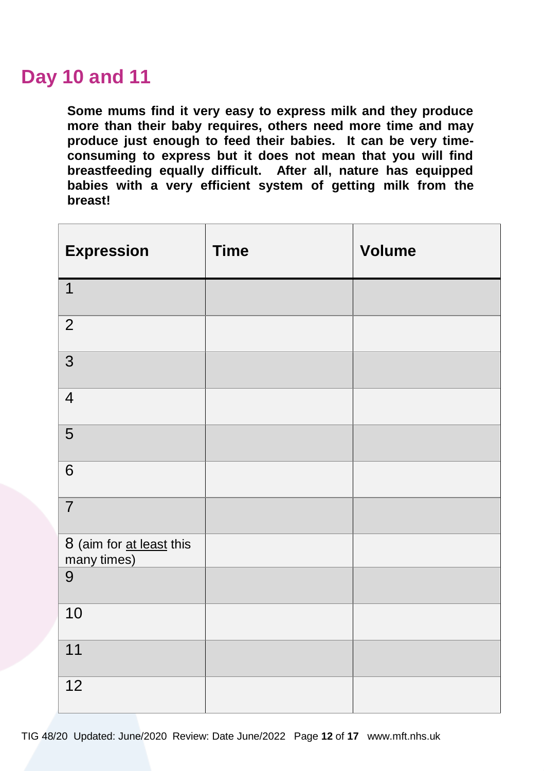## Day 10 and 11

**Some mums find it very easy to express milk and they produce more than their baby requires, others need more time and may produce just enough to feed their babies. It can be very time-consuming to express but it does not mean that you will find breastfeeding equally difficult. After all, nature has equipped babies with a very efficient system of getting milk from the breast!**

| Expression | Time | Volume |
|---|---|---|
| 1 | | |
| 2 | | |
| 3 | | |
| 4 | | |
| 5 | | |
| 6 | | |
| 7 | | |
| 8 (aim for at least this many times) | | |
| 9 | | |
| 10 | | |
| 11 | | |
| 12 | | |

TIG 48/20 Updated: June/2020 Review: Date June/2022 www.mft.nhs.uk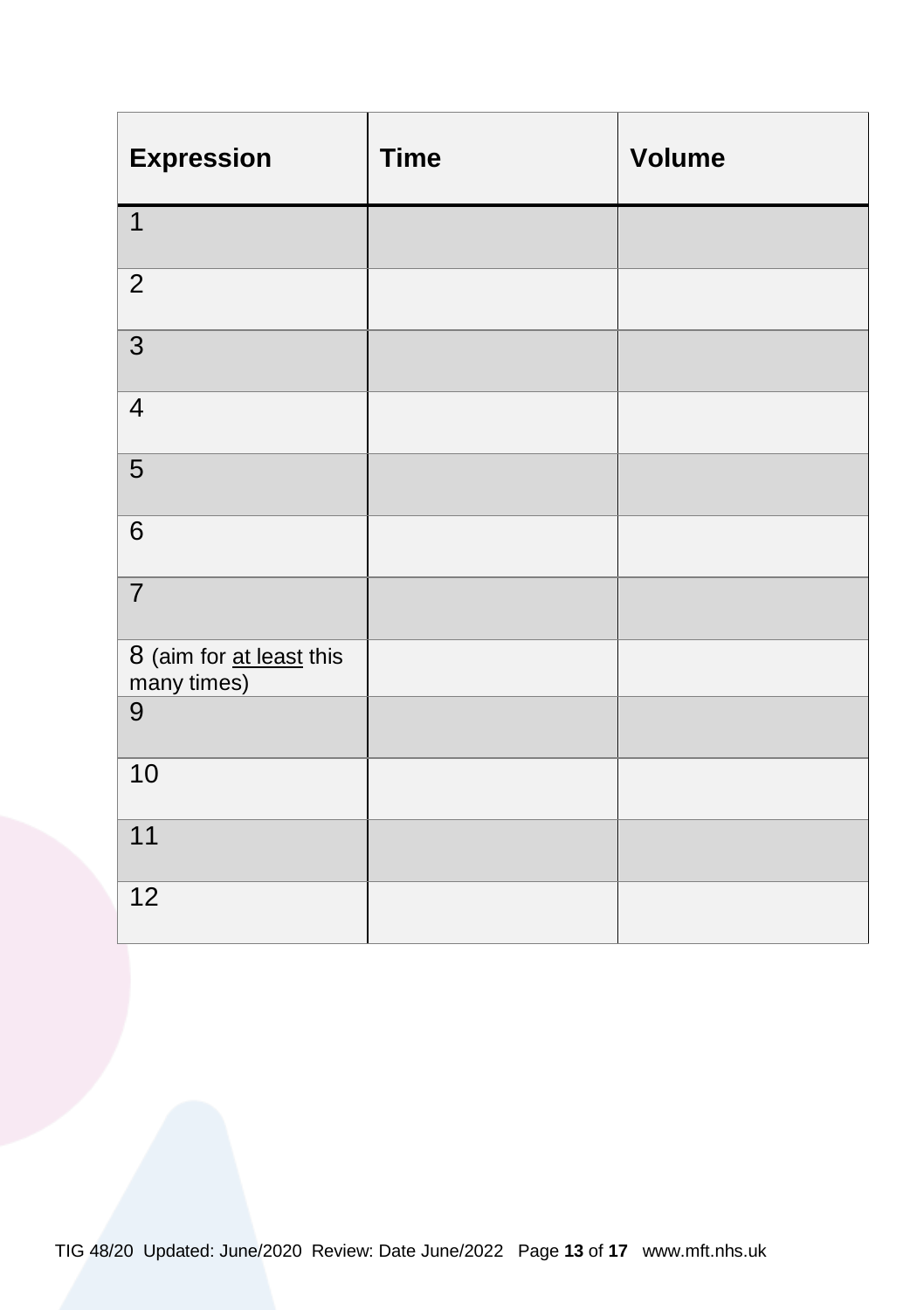| Expression | Time | Volume |
|---|---|---|
| 1 | | |
| 2 | | |
| 3 | | |
| 4 | | |
| 5 | | |
| 6 | | |
| 7 | | |
| 8 (aim for at least this many times) | | |
| 9 | | |
| 10 | | |
| 11 | | |
| 12 | | |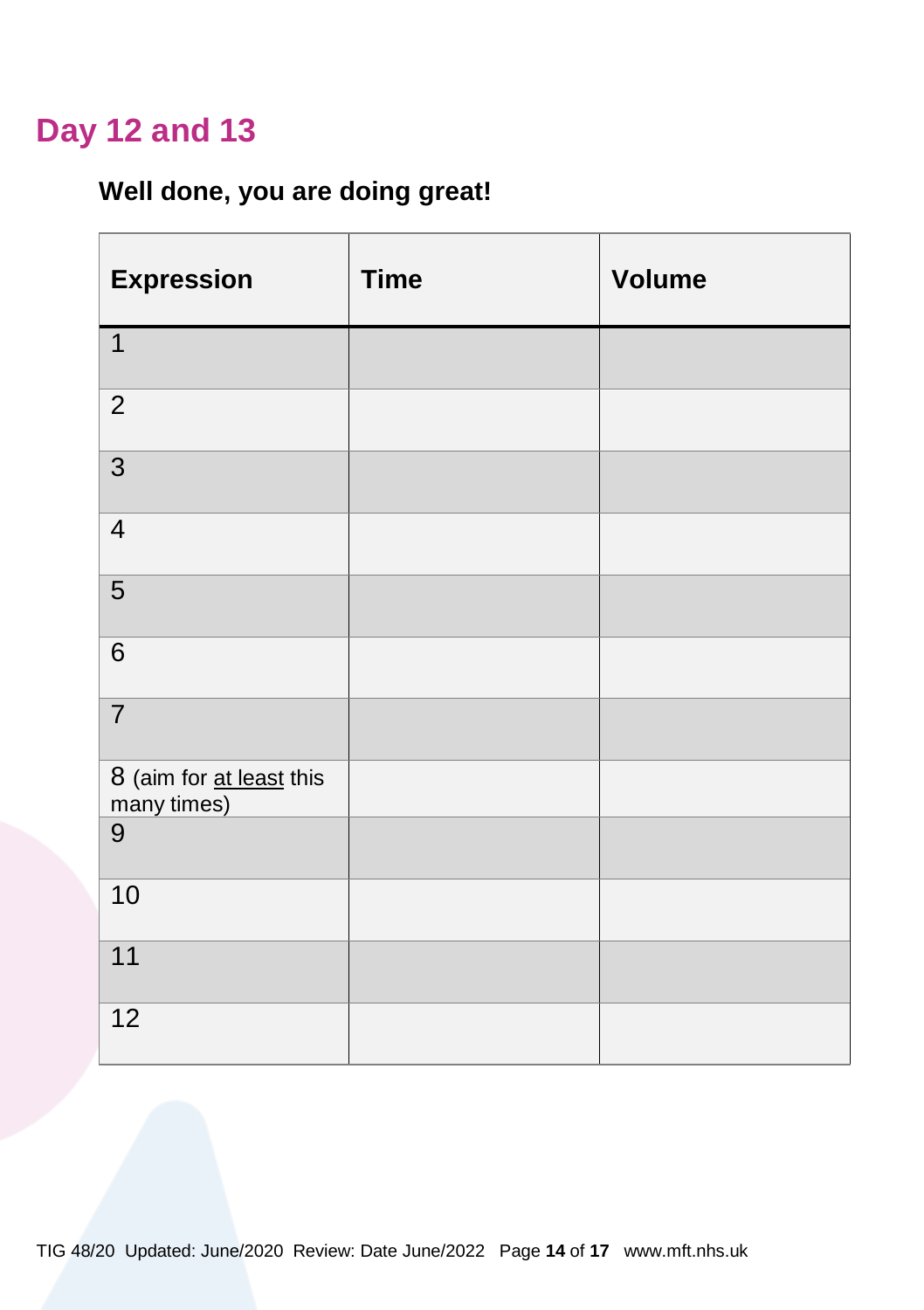# Day 12 and 13

### Well done, you are doing great!

| Expression | Time | Volume |
|---|---|---|
| 1 | | |
| 2 | | |
| 3 | | |
| 4 | | |
| 5 | | |
| 6 | | |
| 7 | | |
| 8 (aim for at least this many times) | | |
| 9 | | |
| 10 | | |
| 11 | | |
| 12 | | |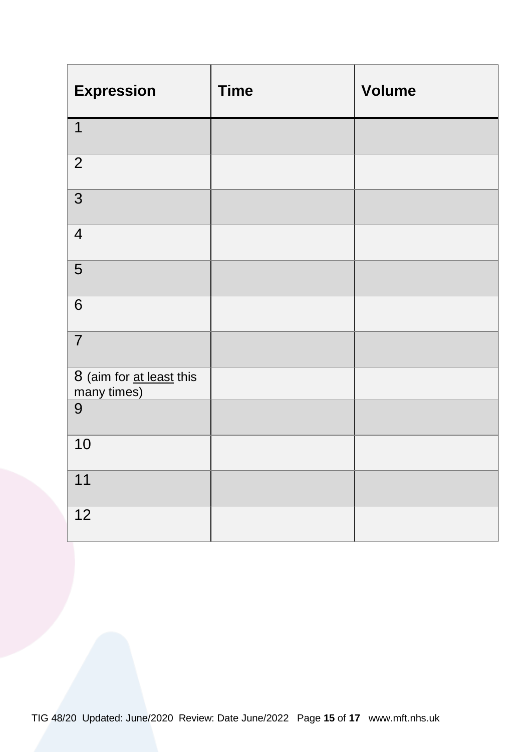| Expression | Time | Volume |
|---|---|---|
| 1 | | |
| 2 | | |
| 3 | | |
| 4 | | |
| 5 | | |
| 6 | | |
| 7 | | |
| 8 (aim for <u>at least</u> this many times) | | |
| 9 | | |
| 10 | | |
| 11 | | |
| 12 | | |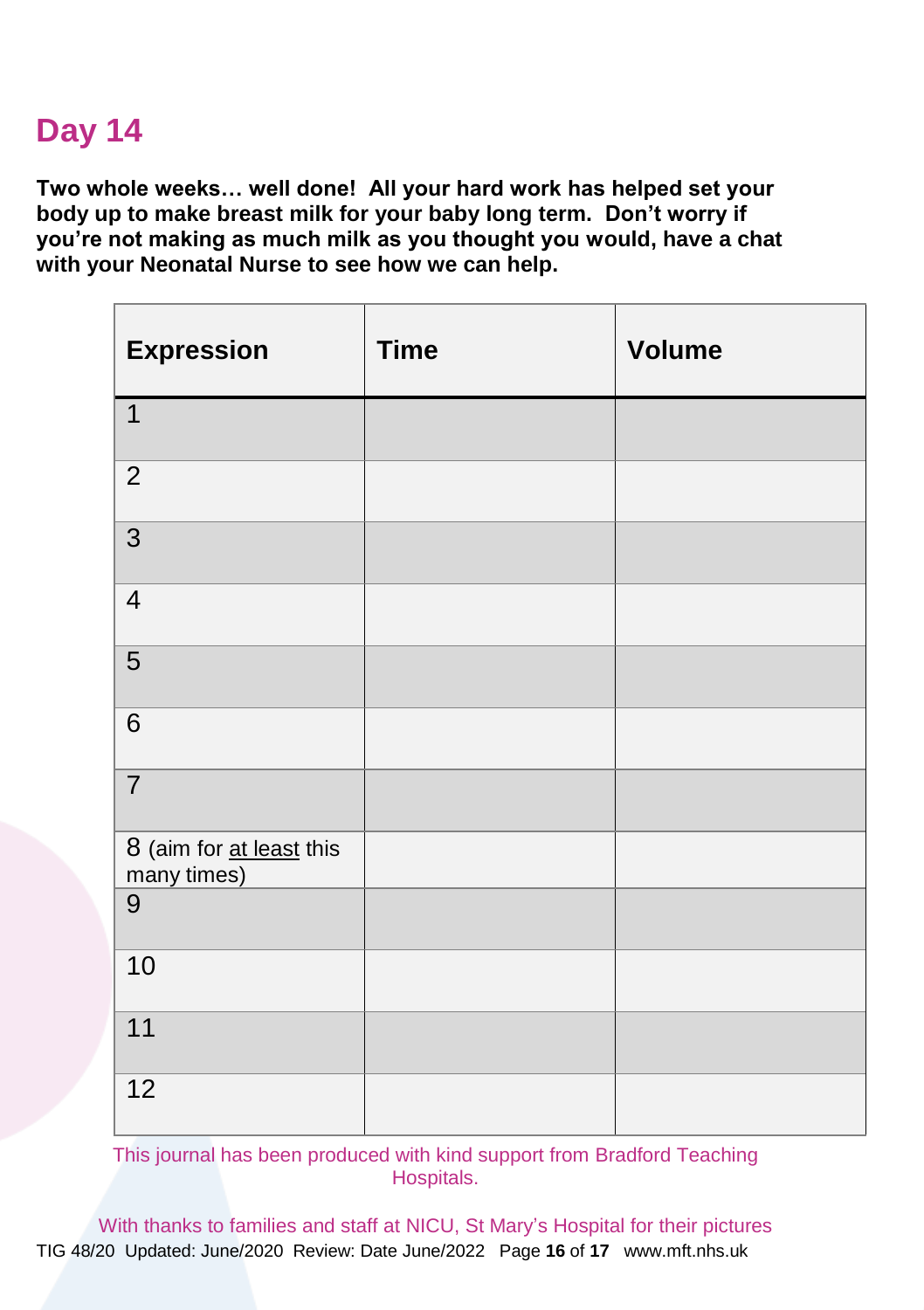# Day 14

**Two whole weeks… well done! All your hard work has helped set your body up to make breast milk for your baby long term. Don't worry if you're not making as much milk as you thought you would, have a chat with your Neonatal Nurse to see how we can help.**

| Expression | Time | Volume |
|---|---|---|
| 1 | | |
| 2 | | |
| 3 | | |
| 4 | | |
| 5 | | |
| 6 | | |
| 7 | | |
| 8 (aim for at least this many times) | | |
| 9 | | |
| 10 | | |
| 11 | | |
| 12 | | |

This journal has been produced with kind support from Bradford Teaching Hospitals.

With thanks to families and staff at NICU, St Mary's Hospital for their pictures